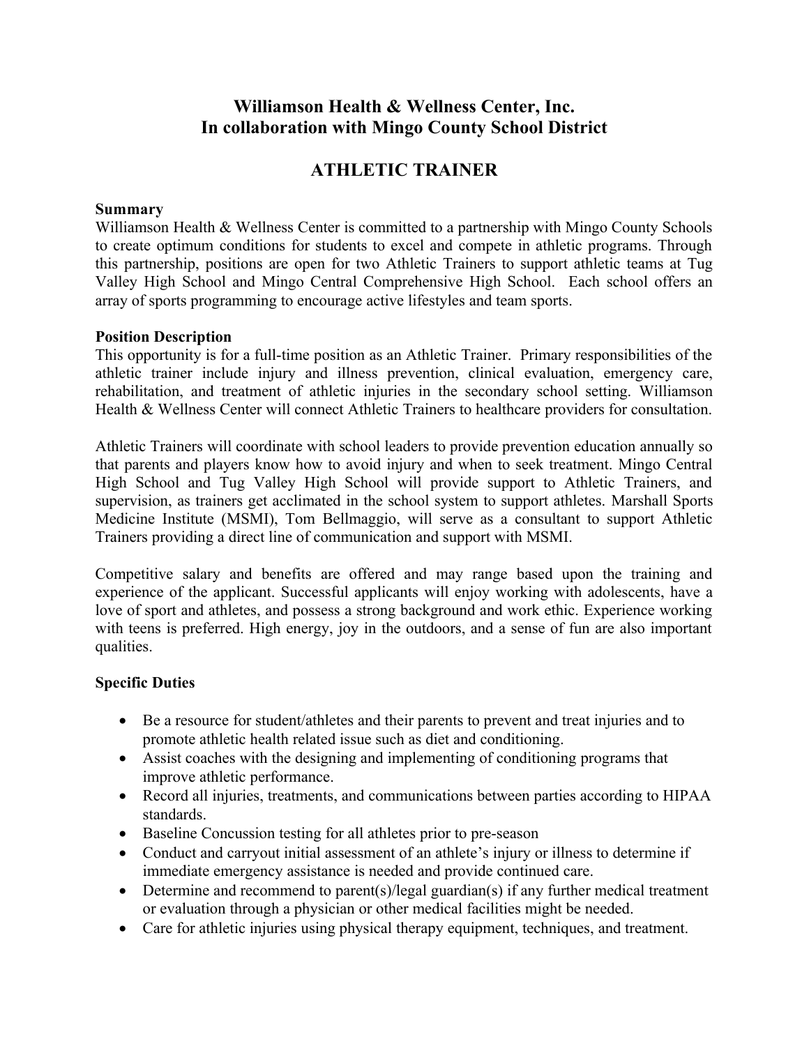# Williamson Health & Wellness Center, Inc.
# In collaboration with Mingo County School District

## ATHLETIC TRAINER

**Summary**

Williamson Health & Wellness Center is committed to a partnership with Mingo County Schools to create optimum conditions for students to excel and compete in athletic programs. Through this partnership, positions are open for two Athletic Trainers to support athletic teams at Tug Valley High School and Mingo Central Comprehensive High School. Each school offers an array of sports programming to encourage active lifestyles and team sports.

**Position Description**

This opportunity is for a full-time position as an Athletic Trainer. Primary responsibilities of the athletic trainer include injury and illness prevention, clinical evaluation, emergency care, rehabilitation, and treatment of athletic injuries in the secondary school setting. Williamson Health & Wellness Center will connect Athletic Trainers to healthcare providers for consultation.

Athletic Trainers will coordinate with school leaders to provide prevention education annually so that parents and players know how to avoid injury and when to seek treatment. Mingo Central High School and Tug Valley High School will provide support to Athletic Trainers, and supervision, as trainers get acclimated in the school system to support athletes. Marshall Sports Medicine Institute (MSMI), Tom Bellmaggio, will serve as a consultant to support Athletic Trainers providing a direct line of communication and support with MSMI.

Competitive salary and benefits are offered and may range based upon the training and experience of the applicant. Successful applicants will enjoy working with adolescents, have a love of sport and athletes, and possess a strong background and work ethic. Experience working with teens is preferred. High energy, joy in the outdoors, and a sense of fun are also important qualities.

**Specific Duties**

- Be a resource for student/athletes and their parents to prevent and treat injuries and to promote athletic health related issue such as diet and conditioning.
- Assist coaches with the designing and implementing of conditioning programs that improve athletic performance.
- Record all injuries, treatments, and communications between parties according to HIPAA standards.
- Baseline Concussion testing for all athletes prior to pre-season
- Conduct and carryout initial assessment of an athlete's injury or illness to determine if immediate emergency assistance is needed and provide continued care.
- Determine and recommend to parent(s)/legal guardian(s) if any further medical treatment or evaluation through a physician or other medical facilities might be needed.
- Care for athletic injuries using physical therapy equipment, techniques, and treatment.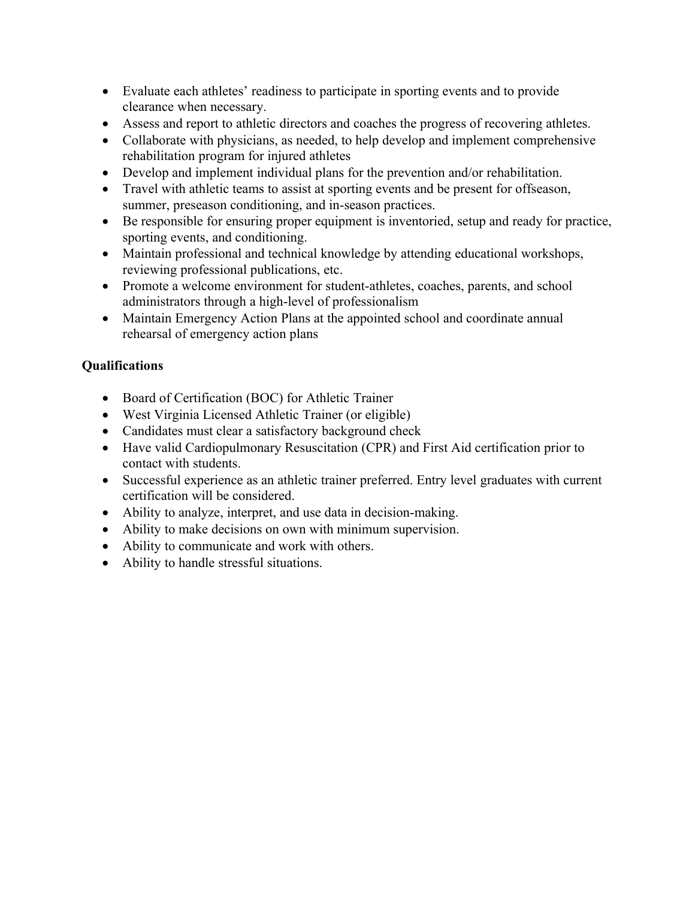- Evaluate each athletes' readiness to participate in sporting events and to provide clearance when necessary.
- Assess and report to athletic directors and coaches the progress of recovering athletes.
- Collaborate with physicians, as needed, to help develop and implement comprehensive rehabilitation program for injured athletes
- Develop and implement individual plans for the prevention and/or rehabilitation.
- Travel with athletic teams to assist at sporting events and be present for offseason, summer, preseason conditioning, and in-season practices.
- Be responsible for ensuring proper equipment is inventoried, setup and ready for practice, sporting events, and conditioning.
- Maintain professional and technical knowledge by attending educational workshops, reviewing professional publications, etc.
- Promote a welcome environment for student-athletes, coaches, parents, and school administrators through a high-level of professionalism
- Maintain Emergency Action Plans at the appointed school and coordinate annual rehearsal of emergency action plans

**Qualifications**

- Board of Certification (BOC) for Athletic Trainer
- West Virginia Licensed Athletic Trainer (or eligible)
- Candidates must clear a satisfactory background check
- Have valid Cardiopulmonary Resuscitation (CPR) and First Aid certification prior to contact with students.
- Successful experience as an athletic trainer preferred. Entry level graduates with current certification will be considered.
- Ability to analyze, interpret, and use data in decision-making.
- Ability to make decisions on own with minimum supervision.
- Ability to communicate and work with others.
- Ability to handle stressful situations.